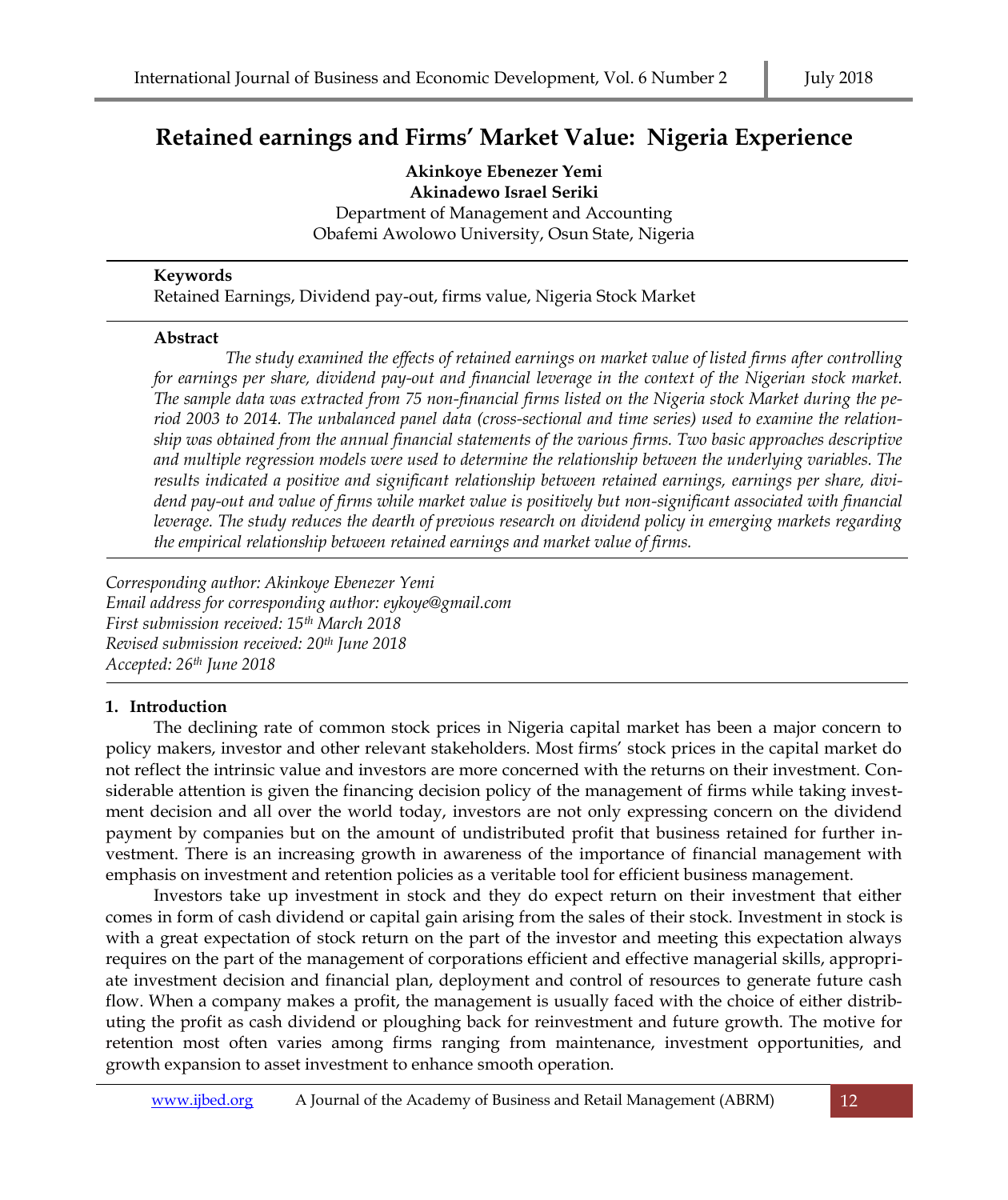# Retained earnings and Firms' Market Value: Nigeria Experience

**Akinkoye Ebenezer Yemi**
**Akinadewo Israel Seriki**
Department of Management and Accounting
Obafemi Awolowo University, Osun State, Nigeria

**Keywords**
Retained Earnings, Dividend pay-out, firms value, Nigeria Stock Market

**Abstract**

*The study examined the effects of retained earnings on market value of listed firms after controlling for earnings per share, dividend pay-out and financial leverage in the context of the Nigerian stock market. The sample data was extracted from 75 non-financial firms listed on the Nigeria stock Market during the period 2003 to 2014. The unbalanced panel data (cross-sectional and time series) used to examine the relationship was obtained from the annual financial statements of the various firms. Two basic approaches descriptive and multiple regression models were used to determine the relationship between the underlying variables. The results indicated a positive and significant relationship between retained earnings, earnings per share, dividend pay-out and value of firms while market value is positively but non-significant associated with financial leverage. The study reduces the dearth of previous research on dividend policy in emerging markets regarding the empirical relationship between retained earnings and market value of firms.*

*Corresponding author: Akinkoye Ebenezer Yemi*
*Email address for corresponding author: eykoye@gmail.com*
*First submission received: 15th March 2018*
*Revised submission received: 20th June 2018*
*Accepted: 26th June 2018*

## 1. Introduction

The declining rate of common stock prices in Nigeria capital market has been a major concern to policy makers, investor and other relevant stakeholders. Most firms' stock prices in the capital market do not reflect the intrinsic value and investors are more concerned with the returns on their investment. Considerable attention is given the financing decision policy of the management of firms while taking investment decision and all over the world today, investors are not only expressing concern on the dividend payment by companies but on the amount of undistributed profit that business retained for further investment. There is an increasing growth in awareness of the importance of financial management with emphasis on investment and retention policies as a veritable tool for efficient business management.

Investors take up investment in stock and they do expect return on their investment that either comes in form of cash dividend or capital gain arising from the sales of their stock. Investment in stock is with a great expectation of stock return on the part of the investor and meeting this expectation always requires on the part of the management of corporations efficient and effective managerial skills, appropriate investment decision and financial plan, deployment and control of resources to generate future cash flow. When a company makes a profit, the management is usually faced with the choice of either distributing the profit as cash dividend or ploughing back for reinvestment and future growth. The motive for retention most often varies among firms ranging from maintenance, investment opportunities, and growth expansion to asset investment to enhance smooth operation.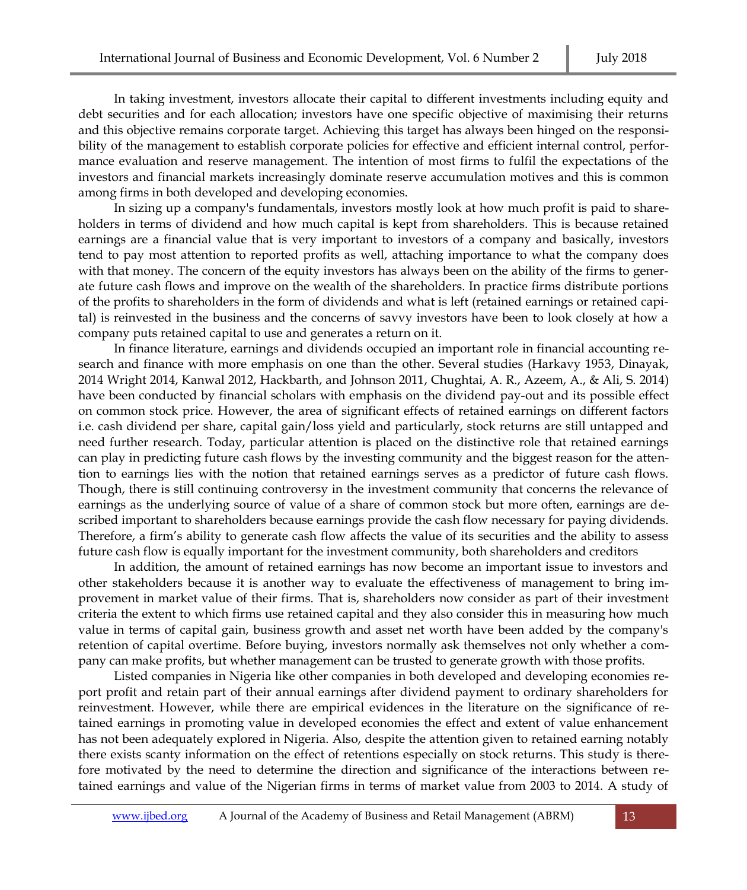In taking investment, investors allocate their capital to different investments including equity and debt securities and for each allocation; investors have one specific objective of maximising their returns and this objective remains corporate target. Achieving this target has always been hinged on the responsibility of the management to establish corporate policies for effective and efficient internal control, performance evaluation and reserve management. The intention of most firms to fulfil the expectations of the investors and financial markets increasingly dominate reserve accumulation motives and this is common among firms in both developed and developing economies.

In sizing up a company's fundamentals, investors mostly look at how much profit is paid to shareholders in terms of dividend and how much capital is kept from shareholders. This is because retained earnings are a financial value that is very important to investors of a company and basically, investors tend to pay most attention to reported profits as well, attaching importance to what the company does with that money. The concern of the equity investors has always been on the ability of the firms to generate future cash flows and improve on the wealth of the shareholders. In practice firms distribute portions of the profits to shareholders in the form of dividends and what is left (retained earnings or retained capital) is reinvested in the business and the concerns of savvy investors have been to look closely at how a company puts retained capital to use and generates a return on it.

In finance literature, earnings and dividends occupied an important role in financial accounting research and finance with more emphasis on one than the other. Several studies (Harkavy 1953, Dinayak, 2014 Wright 2014, Kanwal 2012, Hackbarth, and Johnson 2011, Chughtai, A. R., Azeem, A., & Ali, S. 2014) have been conducted by financial scholars with emphasis on the dividend pay-out and its possible effect on common stock price. However, the area of significant effects of retained earnings on different factors i.e. cash dividend per share, capital gain/loss yield and particularly, stock returns are still untapped and need further research. Today, particular attention is placed on the distinctive role that retained earnings can play in predicting future cash flows by the investing community and the biggest reason for the attention to earnings lies with the notion that retained earnings serves as a predictor of future cash flows. Though, there is still continuing controversy in the investment community that concerns the relevance of earnings as the underlying source of value of a share of common stock but more often, earnings are described important to shareholders because earnings provide the cash flow necessary for paying dividends. Therefore, a firm's ability to generate cash flow affects the value of its securities and the ability to assess future cash flow is equally important for the investment community, both shareholders and creditors

In addition, the amount of retained earnings has now become an important issue to investors and other stakeholders because it is another way to evaluate the effectiveness of management to bring improvement in market value of their firms. That is, shareholders now consider as part of their investment criteria the extent to which firms use retained capital and they also consider this in measuring how much value in terms of capital gain, business growth and asset net worth have been added by the company's retention of capital overtime. Before buying, investors normally ask themselves not only whether a company can make profits, but whether management can be trusted to generate growth with those profits.

Listed companies in Nigeria like other companies in both developed and developing economies report profit and retain part of their annual earnings after dividend payment to ordinary shareholders for reinvestment. However, while there are empirical evidences in the literature on the significance of retained earnings in promoting value in developed economies the effect and extent of value enhancement has not been adequately explored in Nigeria. Also, despite the attention given to retained earning notably there exists scanty information on the effect of retentions especially on stock returns. This study is therefore motivated by the need to determine the direction and significance of the interactions between retained earnings and value of the Nigerian firms in terms of market value from 2003 to 2014. A study of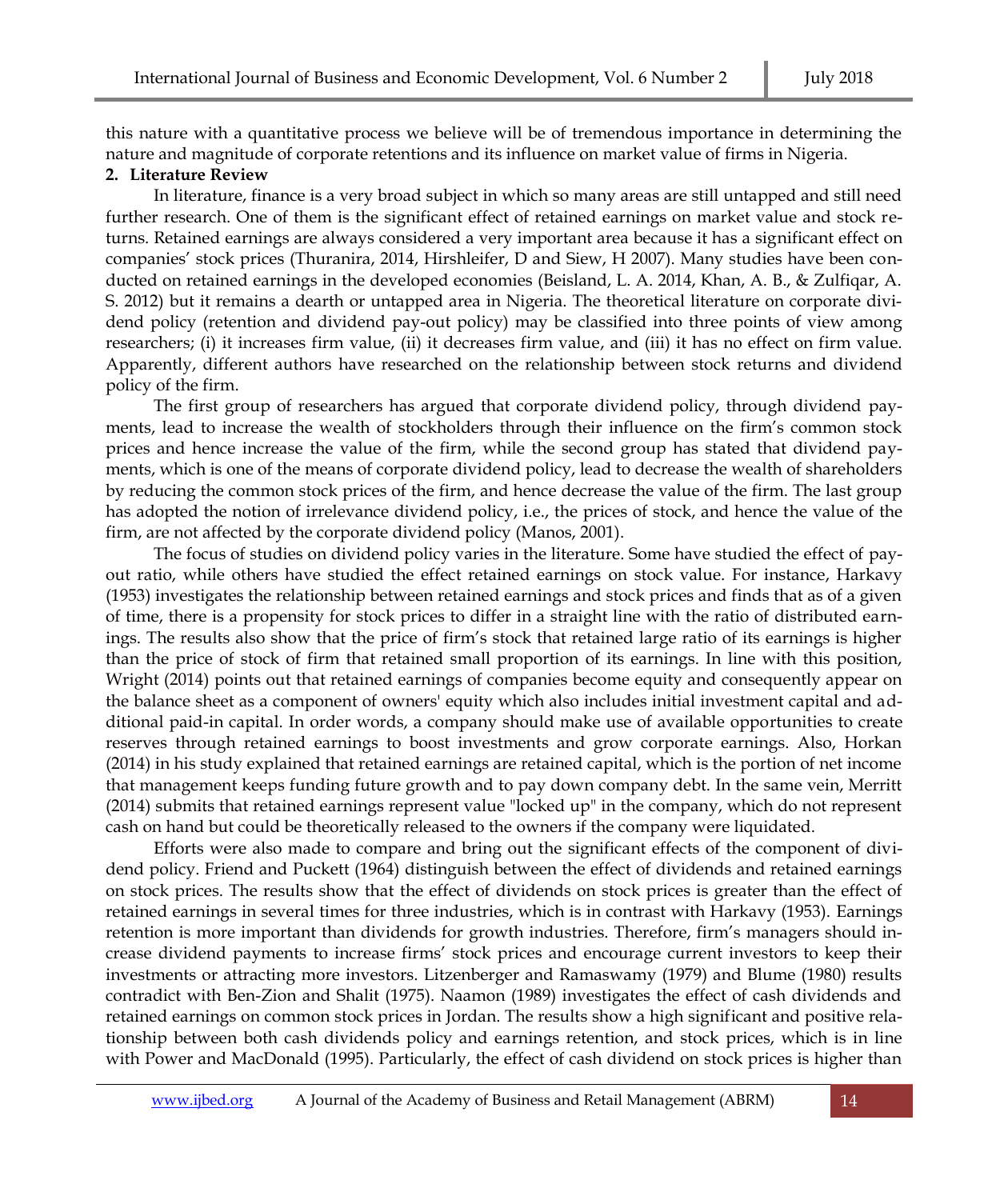this nature with a quantitative process we believe will be of tremendous importance in determining the nature and magnitude of corporate retentions and its influence on market value of firms in Nigeria.

## 2. Literature Review

In literature, finance is a very broad subject in which so many areas are still untapped and still need further research. One of them is the significant effect of retained earnings on market value and stock returns. Retained earnings are always considered a very important area because it has a significant effect on companies' stock prices (Thuranira, 2014, Hirshleifer, D and Siew, H 2007). Many studies have been conducted on retained earnings in the developed economies (Beisland, L. A. 2014, Khan, A. B., & Zulfiqar, A. S. 2012) but it remains a dearth or untapped area in Nigeria. The theoretical literature on corporate dividend policy (retention and dividend pay-out policy) may be classified into three points of view among researchers; (i) it increases firm value, (ii) it decreases firm value, and (iii) it has no effect on firm value. Apparently, different authors have researched on the relationship between stock returns and dividend policy of the firm.

The first group of researchers has argued that corporate dividend policy, through dividend payments, lead to increase the wealth of stockholders through their influence on the firm's common stock prices and hence increase the value of the firm, while the second group has stated that dividend payments, which is one of the means of corporate dividend policy, lead to decrease the wealth of shareholders by reducing the common stock prices of the firm, and hence decrease the value of the firm. The last group has adopted the notion of irrelevance dividend policy, i.e., the prices of stock, and hence the value of the firm, are not affected by the corporate dividend policy (Manos, 2001).

The focus of studies on dividend policy varies in the literature. Some have studied the effect of payout ratio, while others have studied the effect retained earnings on stock value. For instance, Harkavy (1953) investigates the relationship between retained earnings and stock prices and finds that as of a given of time, there is a propensity for stock prices to differ in a straight line with the ratio of distributed earnings. The results also show that the price of firm's stock that retained large ratio of its earnings is higher than the price of stock of firm that retained small proportion of its earnings. In line with this position, Wright (2014) points out that retained earnings of companies become equity and consequently appear on the balance sheet as a component of owners' equity which also includes initial investment capital and additional paid-in capital. In order words, a company should make use of available opportunities to create reserves through retained earnings to boost investments and grow corporate earnings. Also, Horkan (2014) in his study explained that retained earnings are retained capital, which is the portion of net income that management keeps funding future growth and to pay down company debt. In the same vein, Merritt (2014) submits that retained earnings represent value "locked up" in the company, which do not represent cash on hand but could be theoretically released to the owners if the company were liquidated.

Efforts were also made to compare and bring out the significant effects of the component of dividend policy. Friend and Puckett (1964) distinguish between the effect of dividends and retained earnings on stock prices. The results show that the effect of dividends on stock prices is greater than the effect of retained earnings in several times for three industries, which is in contrast with Harkavy (1953). Earnings retention is more important than dividends for growth industries. Therefore, firm's managers should increase dividend payments to increase firms' stock prices and encourage current investors to keep their investments or attracting more investors. Litzenberger and Ramaswamy (1979) and Blume (1980) results contradict with Ben-Zion and Shalit (1975). Naamon (1989) investigates the effect of cash dividends and retained earnings on common stock prices in Jordan. The results show a high significant and positive relationship between both cash dividends policy and earnings retention, and stock prices, which is in line with Power and MacDonald (1995). Particularly, the effect of cash dividend on stock prices is higher than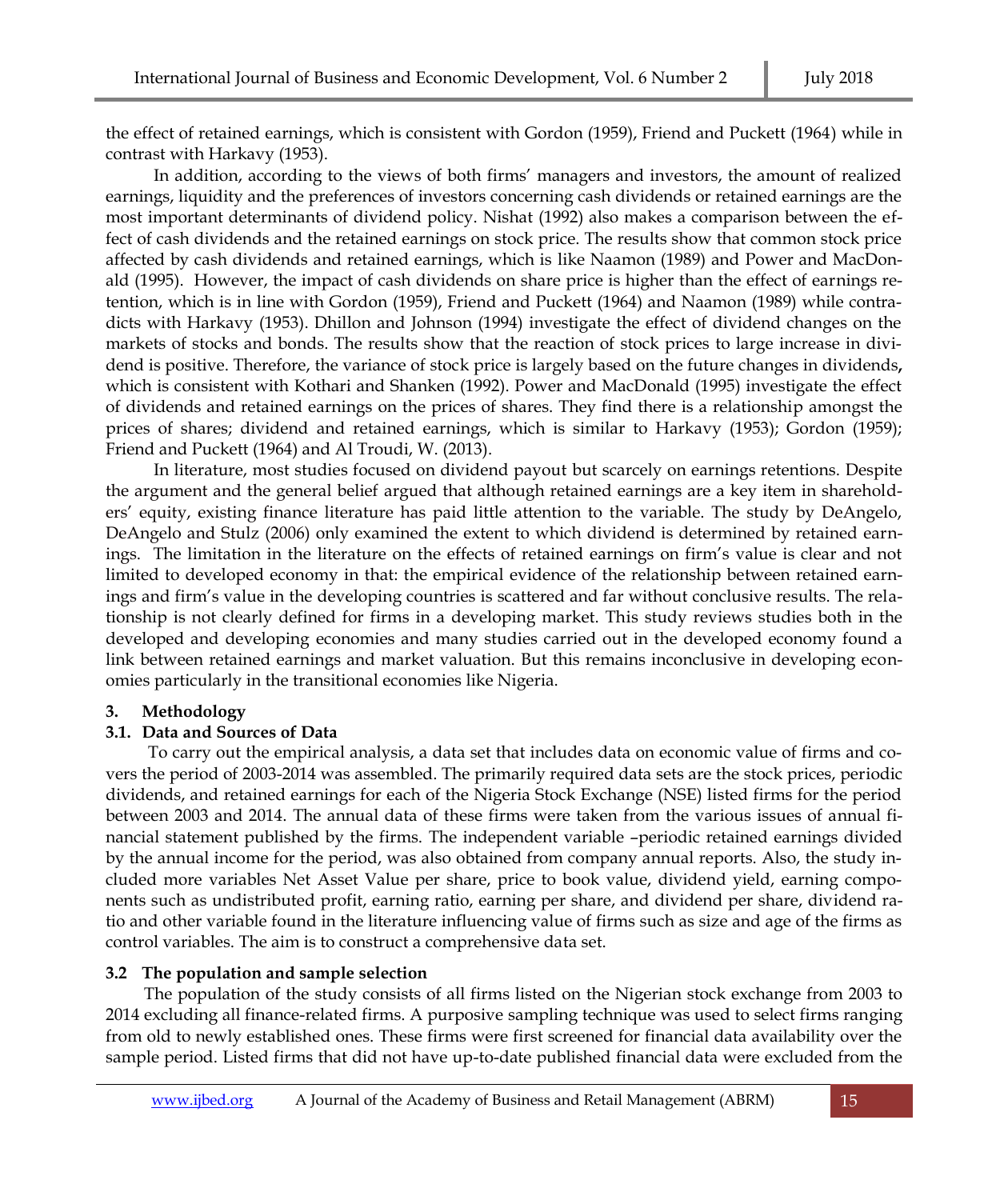the effect of retained earnings, which is consistent with Gordon (1959), Friend and Puckett (1964) while in contrast with Harkavy (1953).

In addition, according to the views of both firms' managers and investors, the amount of realized earnings, liquidity and the preferences of investors concerning cash dividends or retained earnings are the most important determinants of dividend policy. Nishat (1992) also makes a comparison between the effect of cash dividends and the retained earnings on stock price. The results show that common stock price affected by cash dividends and retained earnings, which is like Naamon (1989) and Power and MacDonald (1995). However, the impact of cash dividends on share price is higher than the effect of earnings retention, which is in line with Gordon (1959), Friend and Puckett (1964) and Naamon (1989) while contradicts with Harkavy (1953). Dhillon and Johnson (1994) investigate the effect of dividend changes on the markets of stocks and bonds. The results show that the reaction of stock prices to large increase in dividend is positive. Therefore, the variance of stock price is largely based on the future changes in dividends**,** which is consistent with Kothari and Shanken (1992). Power and MacDonald (1995) investigate the effect of dividends and retained earnings on the prices of shares. They find there is a relationship amongst the prices of shares; dividend and retained earnings, which is similar to Harkavy (1953); Gordon (1959); Friend and Puckett (1964) and Al Troudi, W. (2013).

In literature, most studies focused on dividend payout but scarcely on earnings retentions. Despite the argument and the general belief argued that although retained earnings are a key item in shareholders' equity, existing finance literature has paid little attention to the variable. The study by DeAngelo, DeAngelo and Stulz (2006) only examined the extent to which dividend is determined by retained earnings. The limitation in the literature on the effects of retained earnings on firm's value is clear and not limited to developed economy in that: the empirical evidence of the relationship between retained earnings and firm's value in the developing countries is scattered and far without conclusive results. The relationship is not clearly defined for firms in a developing market. This study reviews studies both in the developed and developing economies and many studies carried out in the developed economy found a link between retained earnings and market valuation. But this remains inconclusive in developing economies particularly in the transitional economies like Nigeria.

## 3. Methodology

### 3.1. Data and Sources of Data

To carry out the empirical analysis, a data set that includes data on economic value of firms and covers the period of 2003-2014 was assembled. The primarily required data sets are the stock prices, periodic dividends, and retained earnings for each of the Nigeria Stock Exchange (NSE) listed firms for the period between 2003 and 2014. The annual data of these firms were taken from the various issues of annual financial statement published by the firms. The independent variable –periodic retained earnings divided by the annual income for the period, was also obtained from company annual reports. Also, the study included more variables Net Asset Value per share, price to book value, dividend yield, earning components such as undistributed profit, earning ratio, earning per share, and dividend per share, dividend ratio and other variable found in the literature influencing value of firms such as size and age of the firms as control variables. The aim is to construct a comprehensive data set.

### 3.2 The population and sample selection

The population of the study consists of all firms listed on the Nigerian stock exchange from 2003 to 2014 excluding all finance-related firms. A purposive sampling technique was used to select firms ranging from old to newly established ones. These firms were first screened for financial data availability over the sample period. Listed firms that did not have up-to-date published financial data were excluded from the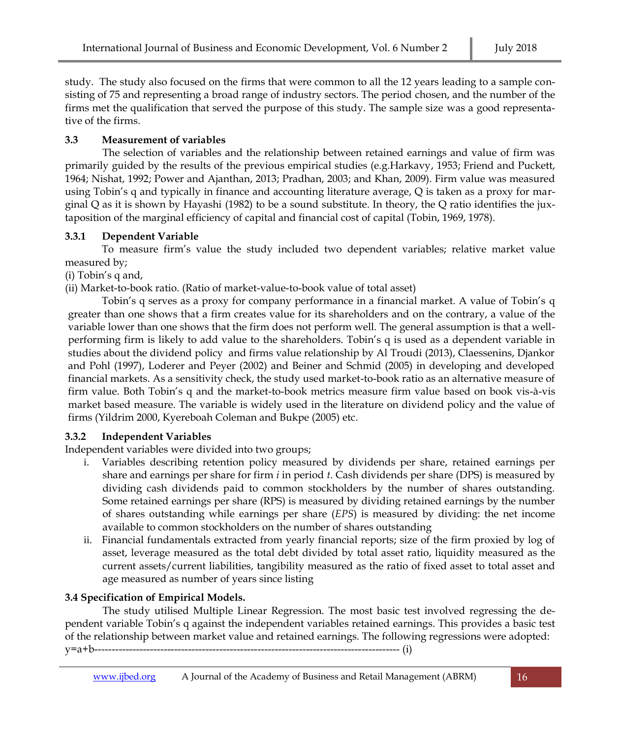study. The study also focused on the firms that were common to all the 12 years leading to a sample consisting of 75 and representing a broad range of industry sectors. The period chosen, and the number of the firms met the qualification that served the purpose of this study. The sample size was a good representative of the firms.

### 3.3 Measurement of variables

The selection of variables and the relationship between retained earnings and value of firm was primarily guided by the results of the previous empirical studies (e.g.Harkavy, 1953; Friend and Puckett, 1964; Nishat, 1992; Power and Ajanthan, 2013; Pradhan, 2003; and Khan, 2009). Firm value was measured using Tobin's q and typically in finance and accounting literature average, Q is taken as a proxy for marginal Q as it is shown by Hayashi (1982) to be a sound substitute. In theory, the Q ratio identifies the juxtaposition of the marginal efficiency of capital and financial cost of capital (Tobin, 1969, 1978).

#### 3.3.1 Dependent Variable

To measure firm's value the study included two dependent variables; relative market value measured by;

(i) Tobin's q and,

(ii) Market-to-book ratio. (Ratio of market-value-to-book value of total asset)

Tobin's q serves as a proxy for company performance in a financial market. A value of Tobin's q greater than one shows that a firm creates value for its shareholders and on the contrary, a value of the variable lower than one shows that the firm does not perform well. The general assumption is that a well-performing firm is likely to add value to the shareholders. Tobin's q is used as a dependent variable in studies about the dividend policy and firms value relationship by Al Troudi (2013), Claessenins, Djankor and Pohl (1997), Loderer and Peyer (2002) and Beiner and Schmid (2005) in developing and developed financial markets. As a sensitivity check, the study used market-to-book ratio as an alternative measure of firm value. Both Tobin's q and the market-to-book metrics measure firm value based on book vis-à-vis market based measure. The variable is widely used in the literature on dividend policy and the value of firms (Yildrim 2000, Kyereboah Coleman and Bukpe (2005) etc.

#### 3.3.2 Independent Variables

Independent variables were divided into two groups;

i. Variables describing retention policy measured by dividends per share, retained earnings per share and earnings per share for firm *i* in period *t*. Cash dividends per share (DPS) is measured by dividing cash dividends paid to common stockholders by the number of shares outstanding. Some retained earnings per share (RPS) is measured by dividing retained earnings by the number of shares outstanding while earnings per share (*EPS*) is measured by dividing: the net income available to common stockholders on the number of shares outstanding

ii. Financial fundamentals extracted from yearly financial reports; size of the firm proxied by log of asset, leverage measured as the total debt divided by total asset ratio, liquidity measured as the current assets/current liabilities, tangibility measured as the ratio of fixed asset to total asset and age measured as number of years since listing

### 3.4 Specification of Empirical Models.

The study utilised Multiple Linear Regression. The most basic test involved regressing the dependent variable Tobin's q against the independent variables retained earnings. This provides a basic test of the relationship between market value and retained earnings. The following regressions were adopted:

$y=a+b$------------------------------------------------------------------------------------------ (i)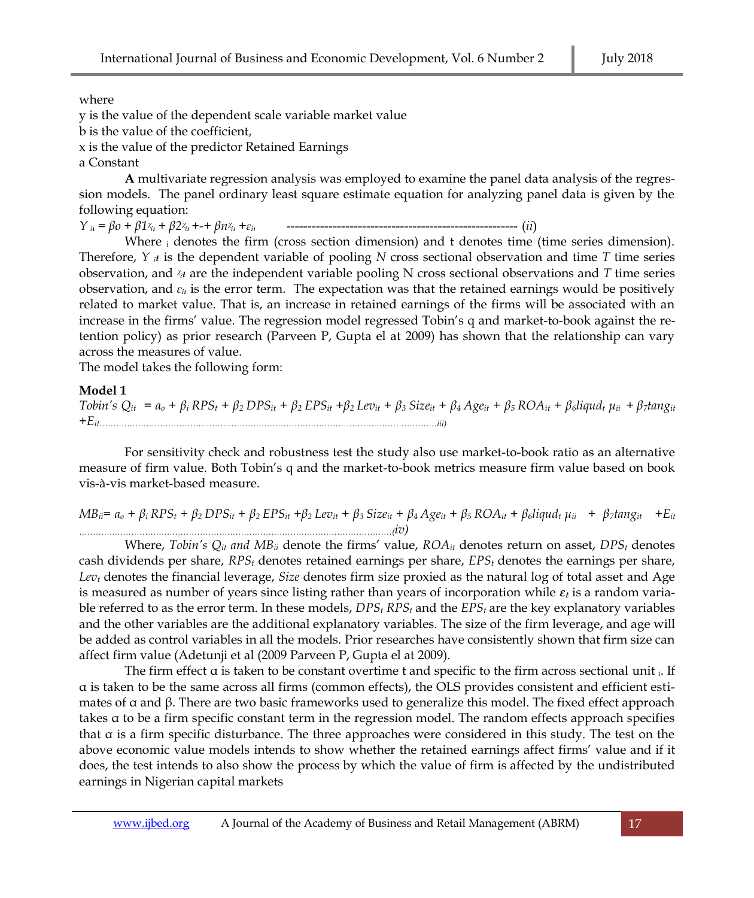where

y is the value of the dependent scale variable market value

b is the value of the coefficient,

x is the value of the predictor Retained Earnings

a Constant

**A** multivariate regression analysis was employed to examine the panel data analysis of the regression models. The panel ordinary least square estimate equation for analyzing panel data is given by the following equation:

$Y_{it} = \beta_0 + \beta 1 x_{it} + \beta 2 x_{it} + \text{-} + \beta n x_{it} + \varepsilon_{it}$ ---------------------------------------------------------- (*ii*)

Where $_i$ denotes the firm (cross section dimension) and t denotes time (time series dimension). Therefore, $Y_{it}$ is the dependent variable of pooling *N* cross sectional observation and time *T* time series observation, and $x_{it}$ are the independent variable pooling N cross sectional observations and *T* time series observation, and $\varepsilon_{it}$ is the error term. The expectation was that the retained earnings would be positively related to market value. That is, an increase in retained earnings of the firms will be associated with an increase in the firms' value. The regression model regressed Tobin's q and market-to-book against the retention policy) as prior research (Parveen P, Gupta el at 2009) has shown that the relationship can vary across the measures of value.

The model takes the following form:

**Model 1**

$Tobin's\ Q_{it} = a_o + \beta_i RPS_t + \beta_2 DPS_{it} + \beta_2 EPS_{it} + \beta_2 Lev_{it} + \beta_3 Size_{it} + \beta_4 Age_{it} + \beta_5 ROA_{it} + \beta_6 liqud_t \mu_{ii} + \beta_7 tang_{it} + E_{it}$..........................................................................................................................*iii)*

For sensitivity check and robustness test the study also use market-to-book ratio as an alternative measure of firm value. Both Tobin's q and the market-to-book metrics measure firm value based on book vis-à-vis market-based measure.

$MB_{ii} = a_o + \beta_i RPS_t + \beta_2 DPS_{it} + \beta_2 EPS_{it} + \beta_2 Lev_{it} + \beta_3 Size_{it} + \beta_4 Age_{it} + \beta_5 ROA_{it} + \beta_6 liqud_t \mu_{ii} + \beta_7 tang_{it} + E_{it}$ ..................................................................................................................*(iv)*

Where, $Tobin's\ Q_{it}$ *and* $MB_{ii}$ denote the firms' value, $ROA_{it}$ denotes return on asset, $DPS_t$ denotes cash dividends per share, $RPS_t$ denotes retained earnings per share, $EPS_t$ denotes the earnings per share, $Lev_t$ denotes the financial leverage, *Size* denotes firm size proxied as the natural log of total asset and Age is measured as number of years since listing rather than years of incorporation while $\varepsilon_t$ is a random variable referred to as the error term. In these models, $DPS_t$ $RPS_t$ and the $EPS_t$ are the key explanatory variables and the other variables are the additional explanatory variables. The size of the firm leverage, and age will be added as control variables in all the models. Prior researches have consistently shown that firm size can affect firm value (Adetunji et al (2009 Parveen P, Gupta el at 2009).

The firm effect α is taken to be constant overtime t and specific to the firm across sectional unit $_i$. If α is taken to be the same across all firms (common effects), the OLS provides consistent and efficient estimates of α and β. There are two basic frameworks used to generalize this model. The fixed effect approach takes α to be a firm specific constant term in the regression model. The random effects approach specifies that α is a firm specific disturbance. The three approaches were considered in this study. The test on the above economic value models intends to show whether the retained earnings affect firms' value and if it does, the test intends to also show the process by which the value of firm is affected by the undistributed earnings in Nigerian capital markets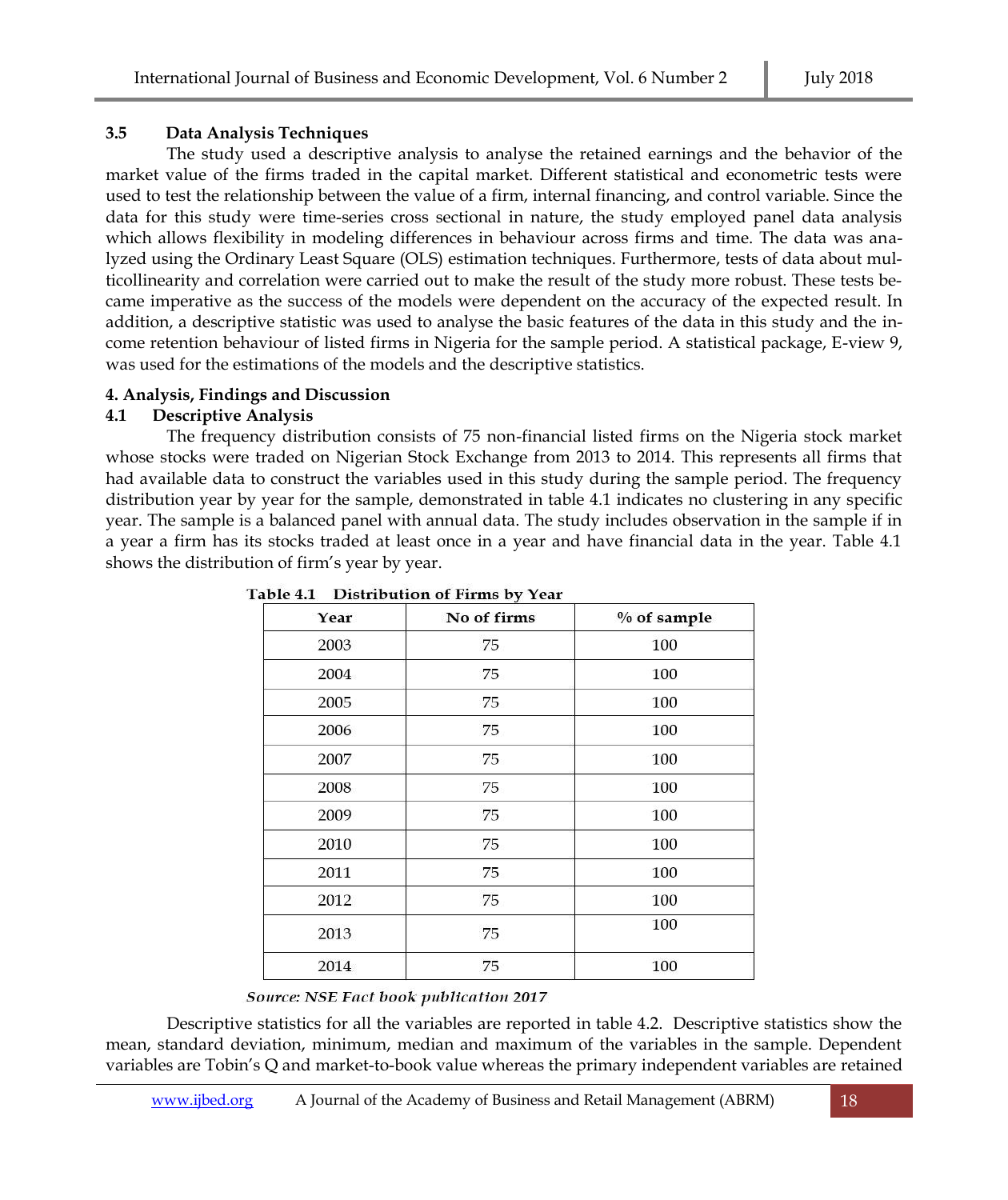### 3.5 Data Analysis Techniques

The study used a descriptive analysis to analyse the retained earnings and the behavior of the market value of the firms traded in the capital market. Different statistical and econometric tests were used to test the relationship between the value of a firm, internal financing, and control variable. Since the data for this study were time-series cross sectional in nature, the study employed panel data analysis which allows flexibility in modeling differences in behaviour across firms and time. The data was analyzed using the Ordinary Least Square (OLS) estimation techniques. Furthermore, tests of data about multicollinearity and correlation were carried out to make the result of the study more robust. These tests became imperative as the success of the models were dependent on the accuracy of the expected result. In addition, a descriptive statistic was used to analyse the basic features of the data in this study and the income retention behaviour of listed firms in Nigeria for the sample period. A statistical package, E-view 9, was used for the estimations of the models and the descriptive statistics.

## 4. Analysis, Findings and Discussion

### 4.1 Descriptive Analysis

The frequency distribution consists of 75 non-financial listed firms on the Nigeria stock market whose stocks were traded on Nigerian Stock Exchange from 2013 to 2014. This represents all firms that had available data to construct the variables used in this study during the sample period. The frequency distribution year by year for the sample, demonstrated in table 4.1 indicates no clustering in any specific year. The sample is a balanced panel with annual data. The study includes observation in the sample if in a year a firm has its stocks traded at least once in a year and have financial data in the year. Table 4.1 shows the distribution of firm's year by year.

**Table 4.1 Distribution of Firms by Year**

| Year | No of firms | % of sample |
|---|---|---|
| 2003 | 75 | 100 |
| 2004 | 75 | 100 |
| 2005 | 75 | 100 |
| 2006 | 75 | 100 |
| 2007 | 75 | 100 |
| 2008 | 75 | 100 |
| 2009 | 75 | 100 |
| 2010 | 75 | 100 |
| 2011 | 75 | 100 |
| 2012 | 75 | 100 |
| 2013 | 75 | 100 |
| 2014 | 75 | 100 |

*Source: NSE Fact book publication 2017*

Descriptive statistics for all the variables are reported in table 4.2. Descriptive statistics show the mean, standard deviation, minimum, median and maximum of the variables in the sample. Dependent variables are Tobin's Q and market-to-book value whereas the primary independent variables are retained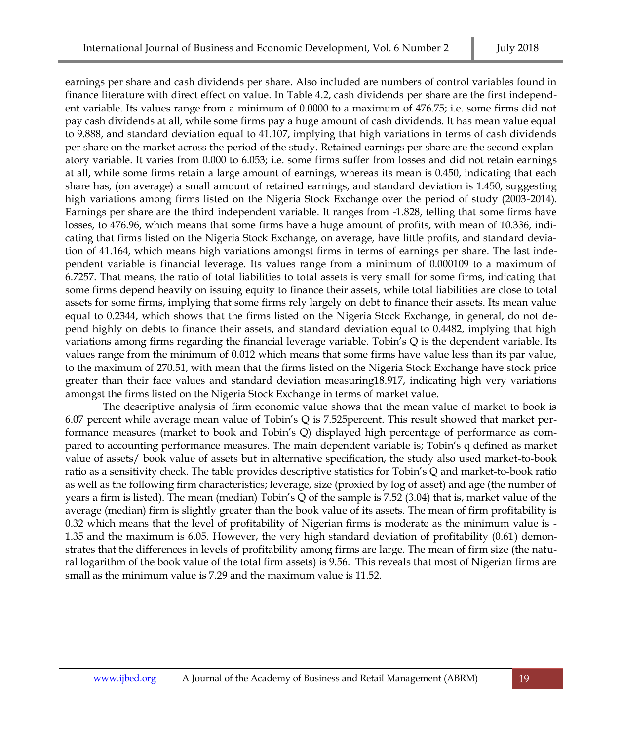earnings per share and cash dividends per share. Also included are numbers of control variables found in finance literature with direct effect on value. In Table 4.2, cash dividends per share are the first independent variable. Its values range from a minimum of 0.0000 to a maximum of 476.75; i.e. some firms did not pay cash dividends at all, while some firms pay a huge amount of cash dividends. It has mean value equal to 9.888, and standard deviation equal to 41.107, implying that high variations in terms of cash dividends per share on the market across the period of the study. Retained earnings per share are the second explanatory variable. It varies from 0.000 to 6.053; i.e. some firms suffer from losses and did not retain earnings at all, while some firms retain a large amount of earnings, whereas its mean is 0.450, indicating that each share has, (on average) a small amount of retained earnings, and standard deviation is 1.450, suggesting high variations among firms listed on the Nigeria Stock Exchange over the period of study (2003-2014). Earnings per share are the third independent variable. It ranges from -1.828, telling that some firms have losses, to 476.96, which means that some firms have a huge amount of profits, with mean of 10.336, indicating that firms listed on the Nigeria Stock Exchange, on average, have little profits, and standard deviation of 41.164, which means high variations amongst firms in terms of earnings per share. The last independent variable is financial leverage. Its values range from a minimum of 0.000109 to a maximum of 6.7257. That means, the ratio of total liabilities to total assets is very small for some firms, indicating that some firms depend heavily on issuing equity to finance their assets, while total liabilities are close to total assets for some firms, implying that some firms rely largely on debt to finance their assets. Its mean value equal to 0.2344, which shows that the firms listed on the Nigeria Stock Exchange, in general, do not depend highly on debts to finance their assets, and standard deviation equal to 0.4482, implying that high variations among firms regarding the financial leverage variable. Tobin's Q is the dependent variable. Its values range from the minimum of 0.012 which means that some firms have value less than its par value, to the maximum of 270.51, with mean that the firms listed on the Nigeria Stock Exchange have stock price greater than their face values and standard deviation measuring18.917, indicating high very variations amongst the firms listed on the Nigeria Stock Exchange in terms of market value.

The descriptive analysis of firm economic value shows that the mean value of market to book is 6.07 percent while average mean value of Tobin's Q is 7.525percent. This result showed that market performance measures (market to book and Tobin's Q) displayed high percentage of performance as compared to accounting performance measures. The main dependent variable is; Tobin's q defined as market value of assets/ book value of assets but in alternative specification, the study also used market-to-book ratio as a sensitivity check. The table provides descriptive statistics for Tobin's Q and market-to-book ratio as well as the following firm characteristics; leverage, size (proxied by log of asset) and age (the number of years a firm is listed). The mean (median) Tobin's Q of the sample is 7.52 (3.04) that is, market value of the average (median) firm is slightly greater than the book value of its assets. The mean of firm profitability is 0.32 which means that the level of profitability of Nigerian firms is moderate as the minimum value is -1.35 and the maximum is 6.05. However, the very high standard deviation of profitability (0.61) demonstrates that the differences in levels of profitability among firms are large. The mean of firm size (the natural logarithm of the book value of the total firm assets) is 9.56. This reveals that most of Nigerian firms are small as the minimum value is 7.29 and the maximum value is 11.52.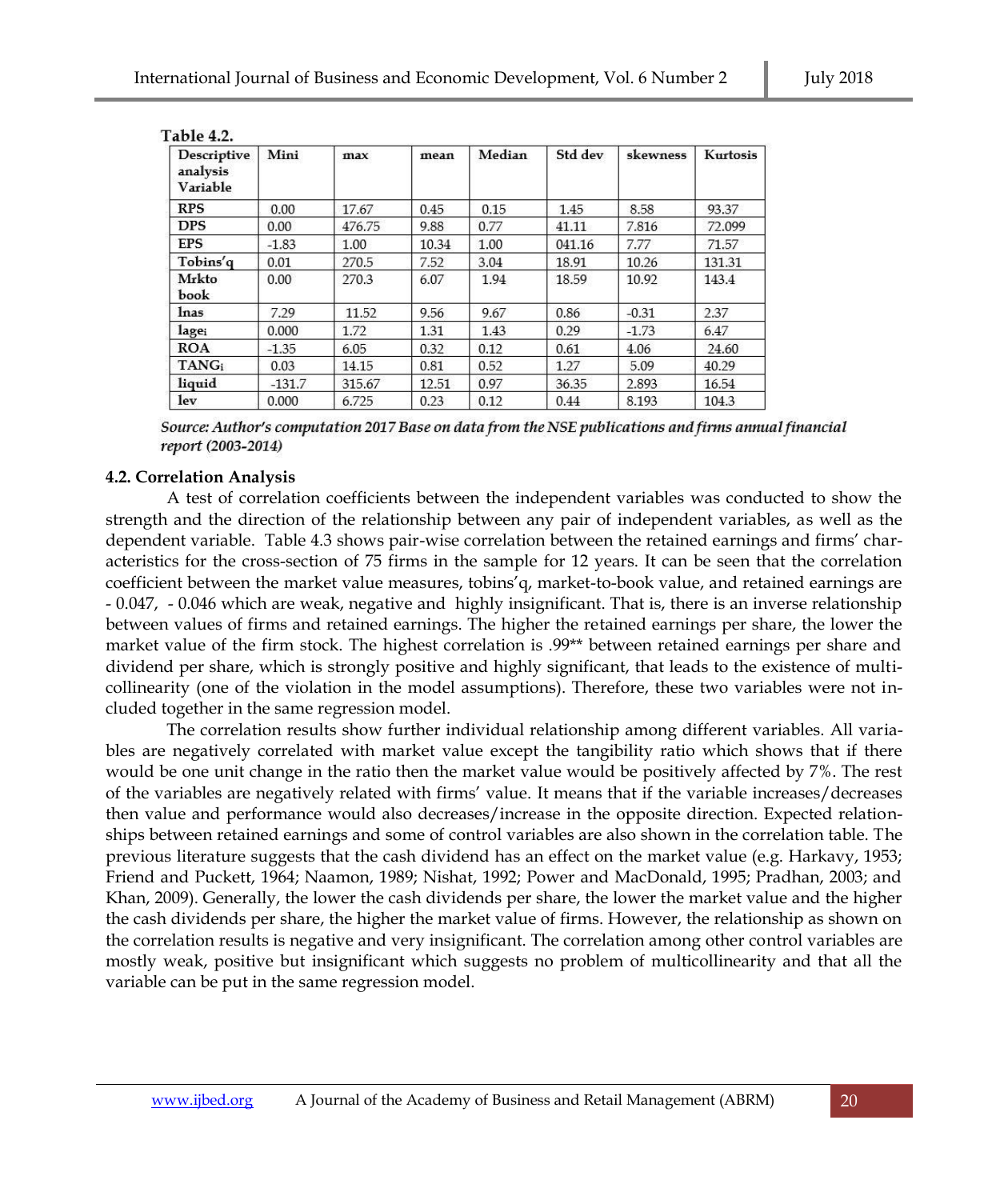Table 4.2.

| Descriptive analysis Variable | Mini | max | mean | Median | Std dev | skewness | Kurtosis |
|---|---|---|---|---|---|---|---|
| RPS | 0.00 | 17.67 | 0.45 | 0.15 | 1.45 | 8.58 | 93.37 |
| DPS | 0.00 | 476.75 | 9.88 | 0.77 | 41.11 | 7.816 | 72.099 |
| EPS | -1.83 | 1.00 | 10.34 | 1.00 | 041.16 | 7.77 | 71.57 |
| Tobins'q | 0.01 | 270.5 | 7.52 | 3.04 | 18.91 | 10.26 | 131.31 |
| Mrkto book | 0.00 | 270.3 | 6.07 | 1.94 | 18.59 | 10.92 | 143.4 |
| lnas | 7.29 | 11.52 | 9.56 | 9.67 | 0.86 | -0.31 | 2.37 |
| $lage_i$ | 0.000 | 1.72 | 1.31 | 1.43 | 0.29 | -1.73 | 6.47 |
| ROA | -1.35 | 6.05 | 0.32 | 0.12 | 0.61 | 4.06 | 24.60 |
| $TANG_i$ | 0.03 | 14.15 | 0.81 | 0.52 | 1.27 | 5.09 | 40.29 |
| liquid | -131.7 | 315.67 | 12.51 | 0.97 | 36.35 | 2.893 | 16.54 |
| lev | 0.000 | 6.725 | 0.23 | 0.12 | 0.44 | 8.193 | 104.3 |

*Source: Author's computation 2017 Base on data from the NSE publications and firms annual financial report (2003-2014)*

### 4.2. Correlation Analysis

A test of correlation coefficients between the independent variables was conducted to show the strength and the direction of the relationship between any pair of independent variables, as well as the dependent variable. Table 4.3 shows pair-wise correlation between the retained earnings and firms' characteristics for the cross-section of 75 firms in the sample for 12 years. It can be seen that the correlation coefficient between the market value measures, tobins'q, market-to-book value, and retained earnings are - 0.047, - 0.046 which are weak, negative and highly insignificant. That is, there is an inverse relationship between values of firms and retained earnings. The higher the retained earnings per share, the lower the market value of the firm stock. The highest correlation is .99** between retained earnings per share and dividend per share, which is strongly positive and highly significant, that leads to the existence of multi-collinearity (one of the violation in the model assumptions). Therefore, these two variables were not included together in the same regression model.

The correlation results show further individual relationship among different variables. All variables are negatively correlated with market value except the tangibility ratio which shows that if there would be one unit change in the ratio then the market value would be positively affected by 7%. The rest of the variables are negatively related with firms' value. It means that if the variable increases/decreases then value and performance would also decreases/increase in the opposite direction. Expected relationships between retained earnings and some of control variables are also shown in the correlation table. The previous literature suggests that the cash dividend has an effect on the market value (e.g. Harkavy, 1953; Friend and Puckett, 1964; Naamon, 1989; Nishat, 1992; Power and MacDonald, 1995; Pradhan, 2003; and Khan, 2009). Generally, the lower the cash dividends per share, the lower the market value and the higher the cash dividends per share, the higher the market value of firms. However, the relationship as shown on the correlation results is negative and very insignificant. The correlation among other control variables are mostly weak, positive but insignificant which suggests no problem of multicollinearity and that all the variable can be put in the same regression model.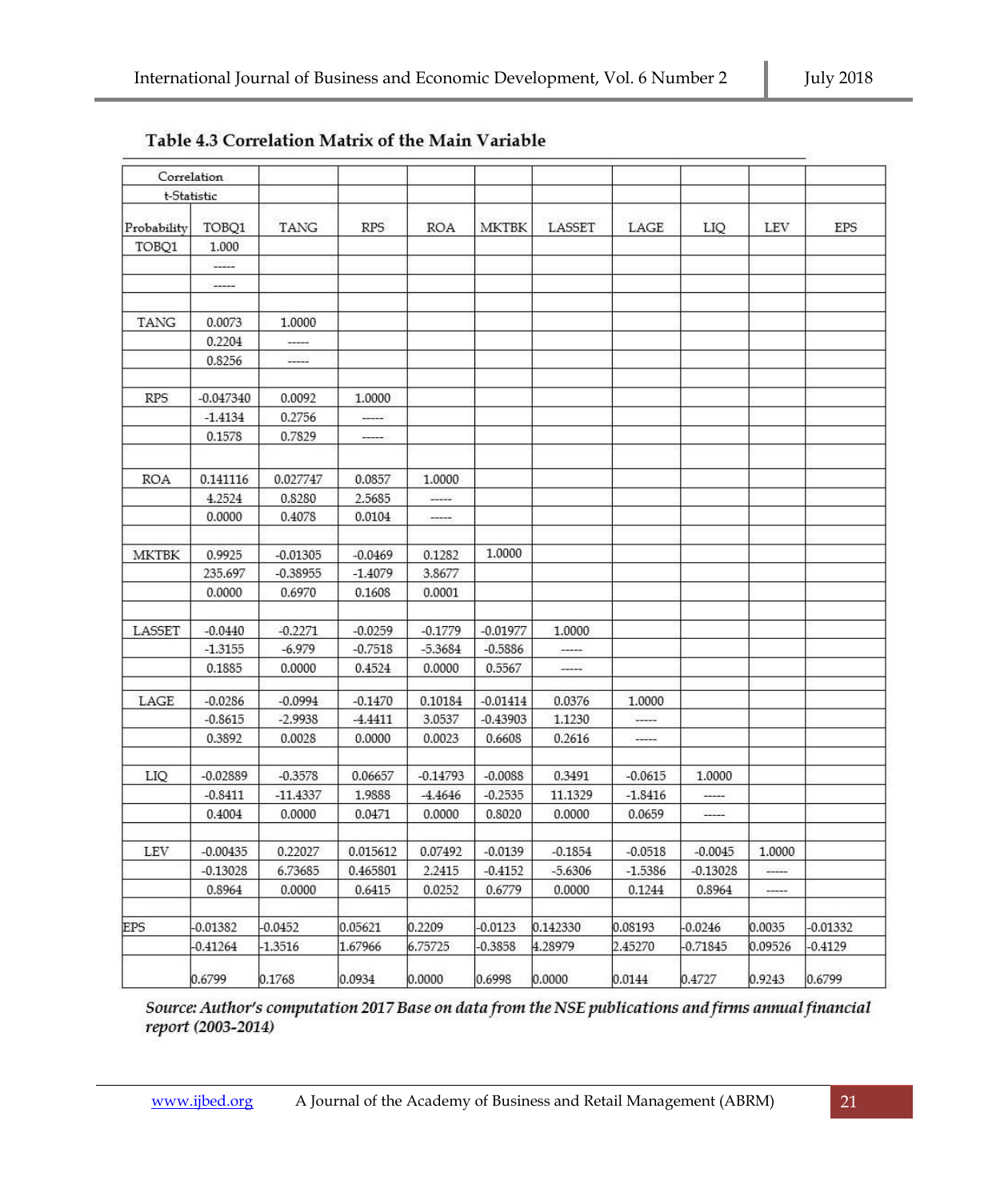### Table 4.3 Correlation Matrix of the Main Variable

| Correlation t-Statistic Probability | TOBQ1 | TANG | RPS | ROA | MKTBK | LASSET | LAGE | LIQ | LEV | EPS |
|---|---|---|---|---|---|---|---|---|---|---|
| TOBQ1 | 1.000 | | | | | | | | | |
| | ----- | | | | | | | | | |
| | ----- | | | | | | | | | |
| TANG | 0.0073 | 1.0000 | | | | | | | | |
| | 0.2204 | ----- | | | | | | | | |
| | 0.8256 | ----- | | | | | | | | |
| RPS | -0.047340 | 0.0092 | 1.0000 | | | | | | | |
| | -1.4134 | 0.2756 | ----- | | | | | | | |
| | 0.1578 | 0.7829 | ----- | | | | | | | |
| ROA | 0.141116 | 0.027747 | 0.0857 | 1.0000 | | | | | | |
| | 4.2524 | 0.8280 | 2.5685 | ----- | | | | | | |
| | 0.0000 | 0.4078 | 0.0104 | ----- | | | | | | |
| MKTBK | 0.9925 | -0.01305 | -0.0469 | 0.1282 | 1.0000 | | | | | |
| | 235.697 | -0.38955 | -1.4079 | 3.8677 | | | | | | |
| | 0.0000 | 0.6970 | 0.1608 | 0.0001 | | | | | | |
| LASSET | -0.0440 | -0.2271 | -0.0259 | -0.1779 | -0.01977 | 1.0000 | | | | |
| | -1.3155 | -6.979 | -0.7518 | -5.3684 | -0.5886 | ----- | | | | |
| | 0.1885 | 0.0000 | 0.4524 | 0.0000 | 0.5567 | ----- | | | | |
| LAGE | -0.0286 | -0.0994 | -0.1470 | 0.10184 | -0.01414 | 0.0376 | 1.0000 | | | |
| | -0.8615 | -2.9938 | -4.4411 | 3.0537 | -0.43903 | 1.1230 | ----- | | | |
| | 0.3892 | 0.0028 | 0.0000 | 0.0023 | 0.6608 | 0.2616 | ----- | | | |
| LIQ | -0.02889 | -0.3578 | 0.06657 | -0.14793 | -0.0088 | 0.3491 | -0.0615 | 1.0000 | | |
| | -0.8411 | -11.4337 | 1.9888 | -4.4646 | -0.2535 | 11.1329 | -1.8416 | ----- | | |
| | 0.4004 | 0.0000 | 0.0471 | 0.0000 | 0.8020 | 0.0000 | 0.0659 | ----- | | |
| LEV | -0.00435 | 0.22027 | 0.015612 | 0.07492 | -0.0139 | -0.1854 | -0.0518 | -0.0045 | 1.0000 | |
| | -0.13028 | 6.73685 | 0.465801 | 2.2415 | -0.4152 | -5.6306 | -1.5386 | -0.13028 | ----- | |
| | 0.8964 | 0.0000 | 0.6415 | 0.0252 | 0.6779 | 0.0000 | 0.1244 | 0.8964 | ----- | |
| EPS | -0.01382 | -0.0452 | 0.05621 | 0.2209 | -0.0123 | 0.142330 | 0.08193 | -0.0246 | 0.0035 | -0.01332 |
| | -0.41264 | -1.3516 | 1.67966 | 6.75725 | -0.3858 | 4.28979 | 2.45270 | -0.71845 | 0.09526 | -0.4129 |
| | 0.6799 | 0.1768 | 0.0934 | 0.0000 | 0.6998 | 0.0000 | 0.0144 | 0.4727 | 0.9243 | 0.6799 |

*Source: Author's computation 2017 Base on data from the NSE publications and firms annual financial report (2003-2014)*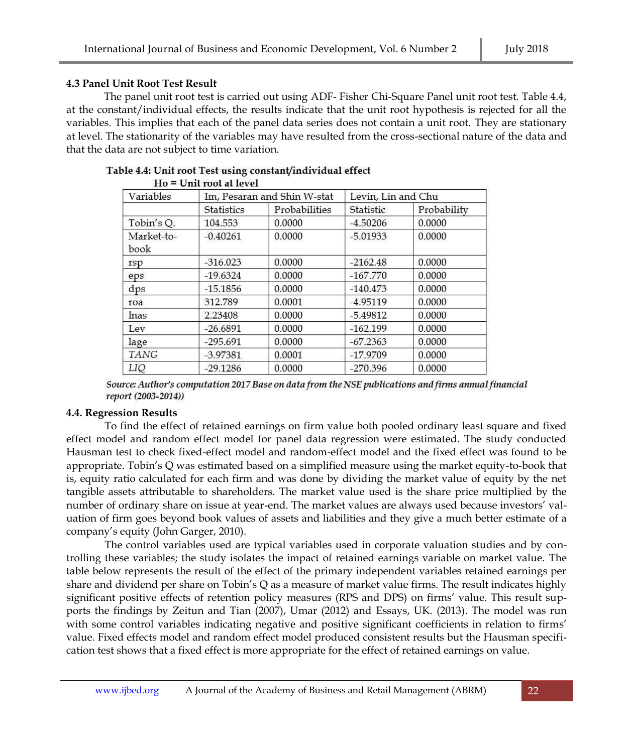### 4.3 Panel Unit Root Test Result

The panel unit root test is carried out using ADF- Fisher Chi-Square Panel unit root test. Table 4.4, at the constant/individual effects, the results indicate that the unit root hypothesis is rejected for all the variables. This implies that each of the panel data series does not contain a unit root. They are stationary at level. The stationarity of the variables may have resulted from the cross-sectional nature of the data and that the data are not subject to time variation.

**Table 4.4: Unit root Test using constant/individual effect**
**Ho = Unit root at level**

| Variables | Im, Pesaran and Shin W-stat | | Levin, Lin and Chu | |
|---|---|---|---|---|
| | Statistics | Probabilities | Statistic | Probability |
| Tobin's Q. | 104.553 | 0.0000 | -4.50206 | 0.0000 |
| Market-to-book | -0.40261 | 0.0000 | -5.01933 | 0.0000 |
| rsp | -316.023 | 0.0000 | -2162.48 | 0.0000 |
| eps | -19.6324 | 0.0000 | -167.770 | 0.0000 |
| dps | -15.1856 | 0.0000 | -140.473 | 0.0000 |
| roa | 312.789 | 0.0001 | -4.95119 | 0.0000 |
| lnas | 2.23408 | 0.0000 | -5.49812 | 0.0000 |
| Lev | -26.6891 | 0.0000 | -162.199 | 0.0000 |
| lage | -295.691 | 0.0000 | -67.2363 | 0.0000 |
| *TANG* | -3.97381 | 0.0001 | -17.9709 | 0.0000 |
| *LIQ* | -29.1286 | 0.0000 | -270.396 | 0.0000 |

***Source: Author's computation 2017 Base on data from the NSE publications and firms annual financial report (2003-2014))***

### 4.4. Regression Results

To find the effect of retained earnings on firm value both pooled ordinary least square and fixed effect model and random effect model for panel data regression were estimated. The study conducted Hausman test to check fixed-effect model and random-effect model and the fixed effect was found to be appropriate. Tobin's Q was estimated based on a simplified measure using the market equity-to-book that is, equity ratio calculated for each firm and was done by dividing the market value of equity by the net tangible assets attributable to shareholders. The market value used is the share price multiplied by the number of ordinary share on issue at year-end. The market values are always used because investors' valuation of firm goes beyond book values of assets and liabilities and they give a much better estimate of a company's equity (John Garger, 2010).

The control variables used are typical variables used in corporate valuation studies and by controlling these variables; the study isolates the impact of retained earnings variable on market value. The table below represents the result of the effect of the primary independent variables retained earnings per share and dividend per share on Tobin's Q as a measure of market value firms. The result indicates highly significant positive effects of retention policy measures (RPS and DPS) on firms' value. This result supports the findings by Zeitun and Tian (2007), Umar (2012) and Essays, UK. (2013). The model was run with some control variables indicating negative and positive significant coefficients in relation to firms' value. Fixed effects model and random effect model produced consistent results but the Hausman specification test shows that a fixed effect is more appropriate for the effect of retained earnings on value.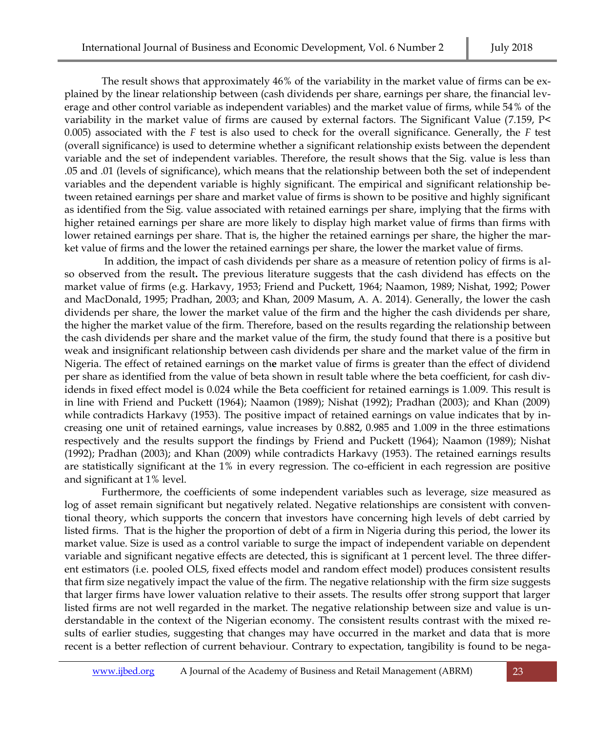The result shows that approximately 46% of the variability in the market value of firms can be explained by the linear relationship between (cash dividends per share, earnings per share, the financial leverage and other control variable as independent variables) and the market value of firms, while 54% of the variability in the market value of firms are caused by external factors. The Significant Value (7.159, P< 0.005) associated with the *F* test is also used to check for the overall significance. Generally, the *F* test (overall significance) is used to determine whether a significant relationship exists between the dependent variable and the set of independent variables. Therefore, the result shows that the Sig. value is less than .05 and .01 (levels of significance), which means that the relationship between both the set of independent variables and the dependent variable is highly significant. The empirical and significant relationship between retained earnings per share and market value of firms is shown to be positive and highly significant as identified from the Sig. value associated with retained earnings per share, implying that the firms with higher retained earnings per share are more likely to display high market value of firms than firms with lower retained earnings per share. That is, the higher the retained earnings per share, the higher the market value of firms and the lower the retained earnings per share, the lower the market value of firms.

In addition, the impact of cash dividends per share as a measure of retention policy of firms is also observed from the result**.** The previous literature suggests that the cash dividend has effects on the market value of firms (e.g. Harkavy, 1953; Friend and Puckett, 1964; Naamon, 1989; Nishat, 1992; Power and MacDonald, 1995; Pradhan, 2003; and Khan, 2009 Masum, A. A. 2014). Generally, the lower the cash dividends per share, the lower the market value of the firm and the higher the cash dividends per share, the higher the market value of the firm. Therefore, based on the results regarding the relationship between the cash dividends per share and the market value of the firm, the study found that there is a positive but weak and insignificant relationship between cash dividends per share and the market value of the firm in Nigeria. The effect of retained earnings on th**e** market value of firms is greater than the effect of dividend per share as identified from the value of beta shown in result table where the beta coefficient, for cash dividends in fixed effect model is 0.024 while the Beta coefficient for retained earnings is 1.009. This result is in line with Friend and Puckett (1964); Naamon (1989); Nishat (1992); Pradhan (2003); and Khan (2009) while contradicts Harkavy (1953). The positive impact of retained earnings on value indicates that by increasing one unit of retained earnings, value increases by 0.882, 0.985 and 1.009 in the three estimations respectively and the results support the findings by Friend and Puckett (1964); Naamon (1989); Nishat (1992); Pradhan (2003); and Khan (2009) while contradicts Harkavy (1953). The retained earnings results are statistically significant at the 1% in every regression. The co-efficient in each regression are positive and significant at 1% level.

Furthermore, the coefficients of some independent variables such as leverage, size measured as log of asset remain significant but negatively related. Negative relationships are consistent with conventional theory, which supports the concern that investors have concerning high levels of debt carried by listed firms. That is the higher the proportion of debt of a firm in Nigeria during this period, the lower its market value. Size is used as a control variable to surge the impact of independent variable on dependent variable and significant negative effects are detected, this is significant at 1 percent level. The three different estimators (i.e. pooled OLS, fixed effects model and random effect model) produces consistent results that firm size negatively impact the value of the firm. The negative relationship with the firm size suggests that larger firms have lower valuation relative to their assets. The results offer strong support that larger listed firms are not well regarded in the market. The negative relationship between size and value is understandable in the context of the Nigerian economy. The consistent results contrast with the mixed results of earlier studies, suggesting that changes may have occurred in the market and data that is more recent is a better reflection of current behaviour. Contrary to expectation, tangibility is found to be nega-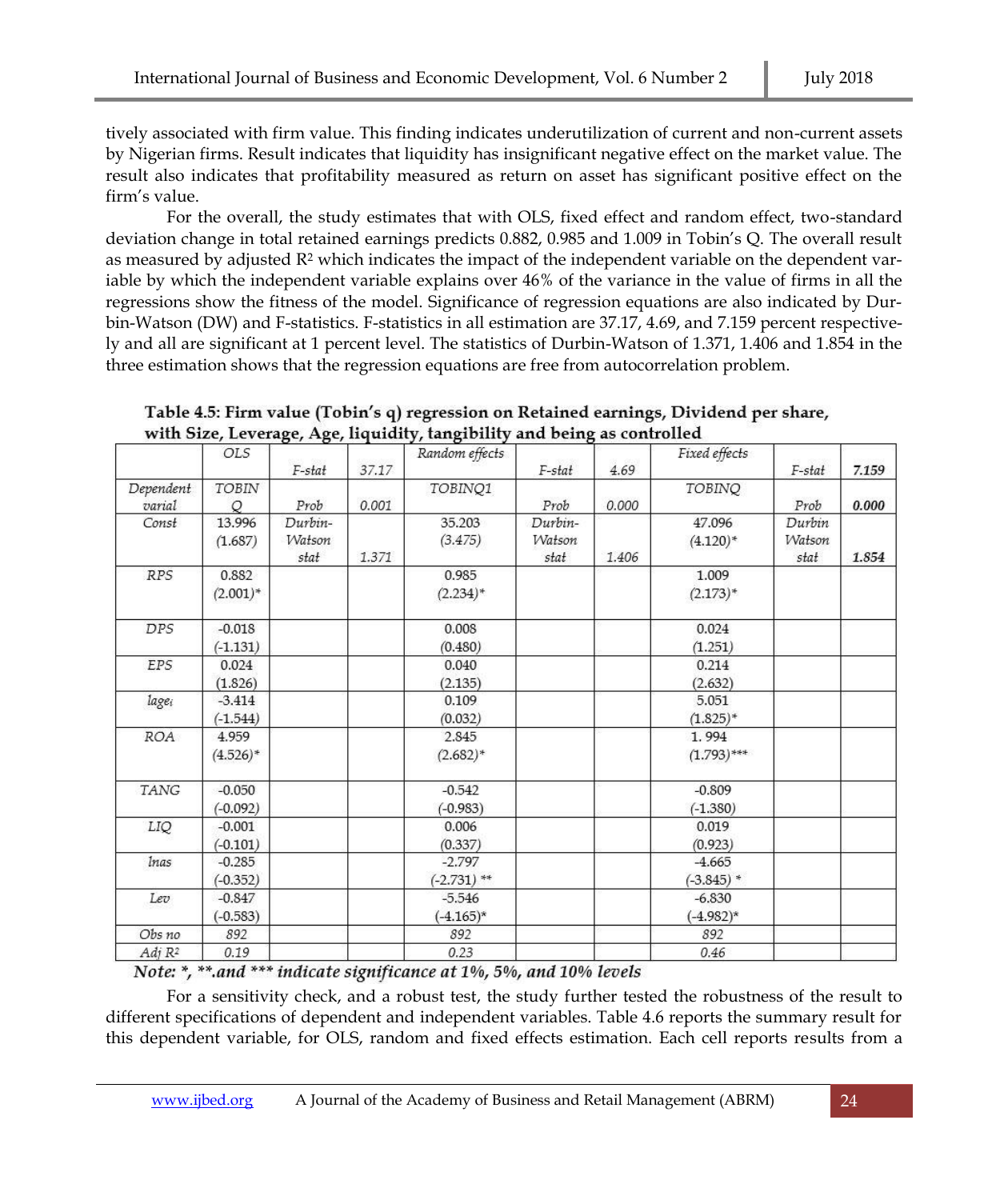tively associated with firm value. This finding indicates underutilization of current and non-current assets by Nigerian firms. Result indicates that liquidity has insignificant negative effect on the market value. The result also indicates that profitability measured as return on asset has significant positive effect on the firm's value.

For the overall, the study estimates that with OLS, fixed effect and random effect, two-standard deviation change in total retained earnings predicts 0.882, 0.985 and 1.009 in Tobin's Q. The overall result as measured by adjusted $R^2$ which indicates the impact of the independent variable on the dependent variable by which the independent variable explains over 46% of the variance in the value of firms in all the regressions show the fitness of the model. Significance of regression equations are also indicated by Durbin-Watson (DW) and F-statistics. F-statistics in all estimation are 37.17, 4.69, and 7.159 percent respectively and all are significant at 1 percent level. The statistics of Durbin-Watson of 1.371, 1.406 and 1.854 in the three estimation shows that the regression equations are free from autocorrelation problem.

**Table 4.5: Firm value (Tobin's q) regression on Retained earnings, Dividend per share, with Size, Leverage, Age, liquidity, tangibility and being as controlled**

| | *OLS* | *F-stat* | *37.17* | *Random effects* | *F-stat* | *4.69* | *Fixed effects* | *F-stat* | ***7.159*** |
|---|---|---|---|---|---|---|---|---|---|
| *Dependent varial* | *TOBIN Q* | *Prob* | *0.001* | *TOBINQ1* | *Prob* | *0.000* | *TOBINQ* | *Prob* | ***0.000*** |
| *Const* | 13.996 (1.687) | *Durbin-Watson stat* | *1.371* | 35.203 (3.475) | *Durbin-Watson stat* | *1.406* | 47.096 (4.120)* | *Durbin Watson stat* | ***1.854*** |
| *RPS* | 0.882 (2.001)* | | | 0.985 (2.234)* | | | 1.009 (2.173)* | | |
| *DPS* | -0.018 (-1.131) | | | 0.008 (0.480) | | | 0.024 (1.251) | | |
| *EPS* | 0.024 (1.826) | | | 0.040 (2.135) | | | 0.214 (2.632) | | |
| *$lage_i$* | -3.414 (-1.544) | | | 0.109 (0.032) | | | 5.051 (1.825)* | | |
| *ROA* | 4.959 (4.526)* | | | 2.845 (2.682)* | | | 1. 994 (1.793)*** | | |
| *TANG* | -0.050 (-0.092) | | | -0.542 (-0.983) | | | -0.809 (-1.380) | | |
| *LIQ* | -0.001 (-0.101) | | | 0.006 (0.337) | | | 0.019 (0.923) | | |
| *lnas* | -0.285 (-0.352) | | | -2.797 (-2.731) ** | | | -4.665 (-3.845) * | | |
| *Lev* | -0.847 (-0.583) | | | -5.546 (-4.165)* | | | -6.830 (-4.982)* | | |
| *Obs no* | *892* | | | *892* | | | *892* | | |
| *Adj $R^2$* | *0.19* | | | *0.23* | | | *0.46* | | |

***Note: *, **.and *** indicate significance at 1%, 5%, and 10% levels***

For a sensitivity check, and a robust test, the study further tested the robustness of the result to different specifications of dependent and independent variables. Table 4.6 reports the summary result for this dependent variable, for OLS, random and fixed effects estimation. Each cell reports results from a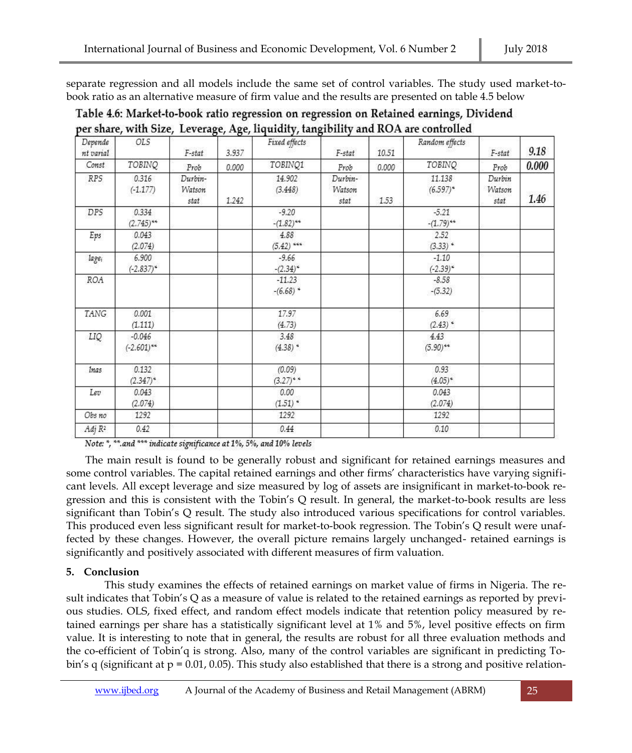separate regression and all models include the same set of control variables. The study used market-to-book ratio as an alternative measure of firm value and the results are presented on table 4.5 below

**Table 4.6: Market-to-book ratio regression on regression on Retained earnings, Dividend per share, with Size, Leverage, Age, liquidity, tangibility and ROA are controlled**

| Dependent varial | OLS | F-stat | 3.937 | Fixed effects | F-stat | 10.51 | Random effects | F-stat | 9.18 |
|---|---|---|---|---|---|---|---|---|---|
| Const | TOBINQ | Prob | 0.000 | TOBINQ1 | Prob | 0.000 | TOBINQ | Prob | 0.000 |
| RPS | 0.316 (-1.177) | Durbin-Watson stat | 1.242 | 14.902 (3.448) | Durbin-Watson stat | 1.53 | 11.138 (6.597)* | Durbin Watson stat | 1.46 |
| DPS | 0.334 (2.745)** | | | -9.20 -(1.82)** | | | -5.21 -(1.79)** | | |
| Eps | 0.043 (2.074) | | | 4.88 (5.42) *** | | | 2.52 (3.33) * | | |
| $lage_i$ | 6.900 (-2.837)* | | | -9.66 -(2.34)* | | | -1.10 (-2.39)* | | |
| ROA | | | | -11.23 -(6.68) * | | | -8.58 -(5.32) | | |
| TANG | 0.001 (1.111) | | | 17.97 (4.73) | | | 6.69 (2.43) * | | |
| LIQ | -0.046 (-2.601)** | | | 3.48 (4.38) * | | | 4.43 (5.90)** | | |
| lnas | 0.132 (2.347)* | | | (0.09) (3.27)* * | | | 0.93 (4.05)* | | |
| Lev | 0.043 (2.074) | | | 0.00 (1.51) * | | | 0.043 (2.074) | | |
| Obs no | 1292 | | | 1292 | | | 1292 | | |
| Adj $R^2$ | 0.42 | | | 0.44 | | | 0.10 | | |

*Note: *, **.and *** indicate significance at 1%, 5%, and 10% levels*

The main result is found to be generally robust and significant for retained earnings measures and some control variables. The capital retained earnings and other firms' characteristics have varying significant levels. All except leverage and size measured by log of assets are insignificant in market-to-book regression and this is consistent with the Tobin's Q result. In general, the market-to-book results are less significant than Tobin's Q result. The study also introduced various specifications for control variables. This produced even less significant result for market-to-book regression. The Tobin's Q result were unaffected by these changes. However, the overall picture remains largely unchanged- retained earnings is significantly and positively associated with different measures of firm valuation.

## 5. Conclusion

This study examines the effects of retained earnings on market value of firms in Nigeria. The result indicates that Tobin's Q as a measure of value is related to the retained earnings as reported by previous studies. OLS, fixed effect, and random effect models indicate that retention policy measured by retained earnings per share has a statistically significant level at 1% and 5%, level positive effects on firm value. It is interesting to note that in general, the results are robust for all three evaluation methods and the co-efficient of Tobin'q is strong. Also, many of the control variables are significant in predicting Tobin's q (significant at p = 0.01, 0.05). This study also established that there is a strong and positive relation-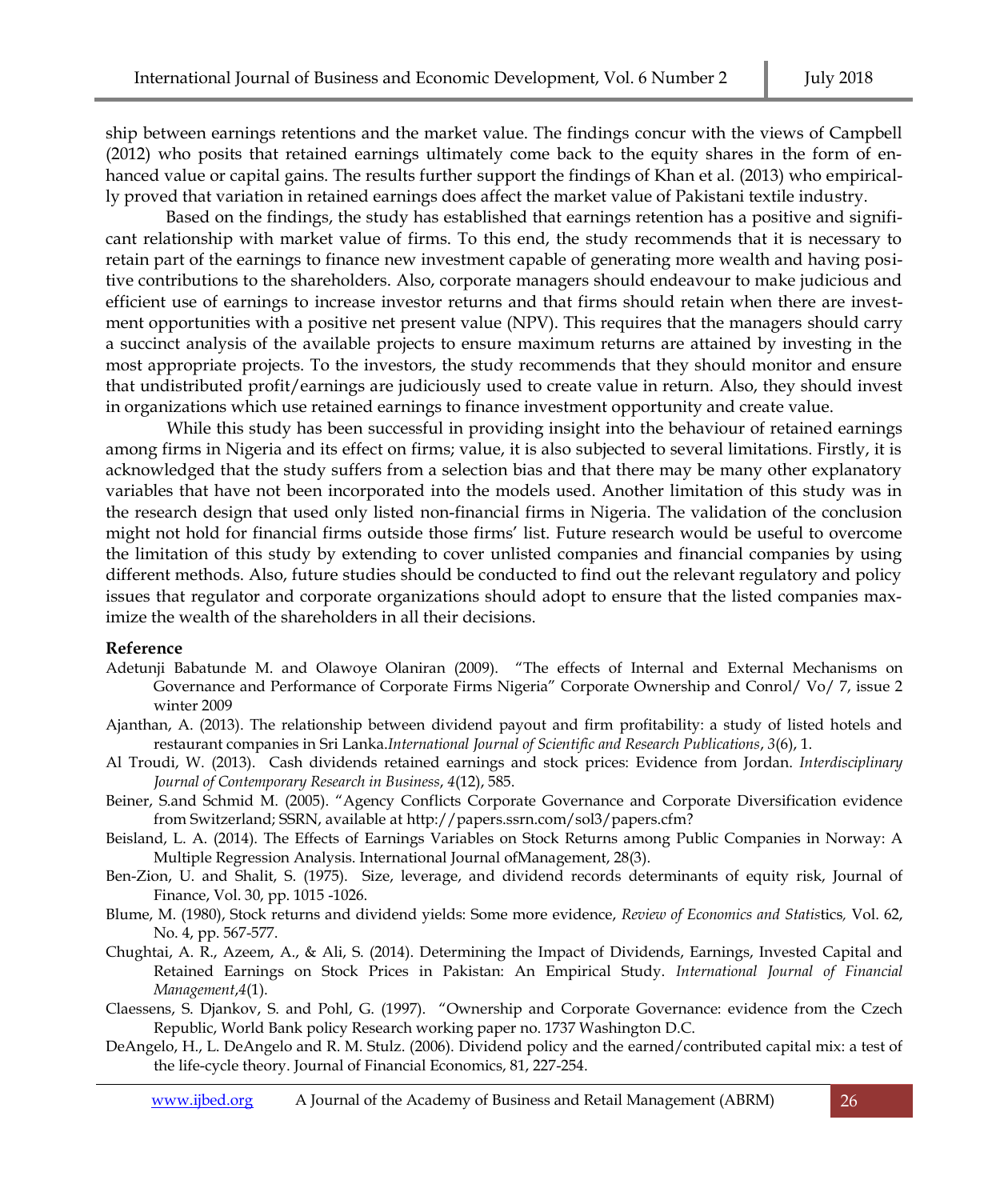ship between earnings retentions and the market value. The findings concur with the views of Campbell (2012) who posits that retained earnings ultimately come back to the equity shares in the form of enhanced value or capital gains. The results further support the findings of Khan et al. (2013) who empirically proved that variation in retained earnings does affect the market value of Pakistani textile industry.

Based on the findings, the study has established that earnings retention has a positive and significant relationship with market value of firms. To this end, the study recommends that it is necessary to retain part of the earnings to finance new investment capable of generating more wealth and having positive contributions to the shareholders. Also, corporate managers should endeavour to make judicious and efficient use of earnings to increase investor returns and that firms should retain when there are investment opportunities with a positive net present value (NPV). This requires that the managers should carry a succinct analysis of the available projects to ensure maximum returns are attained by investing in the most appropriate projects. To the investors, the study recommends that they should monitor and ensure that undistributed profit/earnings are judiciously used to create value in return. Also, they should invest in organizations which use retained earnings to finance investment opportunity and create value.

While this study has been successful in providing insight into the behaviour of retained earnings among firms in Nigeria and its effect on firms; value, it is also subjected to several limitations. Firstly, it is acknowledged that the study suffers from a selection bias and that there may be many other explanatory variables that have not been incorporated into the models used. Another limitation of this study was in the research design that used only listed non-financial firms in Nigeria. The validation of the conclusion might not hold for financial firms outside those firms' list. Future research would be useful to overcome the limitation of this study by extending to cover unlisted companies and financial companies by using different methods. Also, future studies should be conducted to find out the relevant regulatory and policy issues that regulator and corporate organizations should adopt to ensure that the listed companies maximize the wealth of the shareholders in all their decisions.

**Reference**

Adetunji Babatunde M. and Olawoye Olaniran (2009). "The effects of Internal and External Mechanisms on Governance and Performance of Corporate Firms Nigeria" Corporate Ownership and Conrol/ Vo/ 7, issue 2 winter 2009

Ajanthan, A. (2013). The relationship between dividend payout and firm profitability: a study of listed hotels and restaurant companies in Sri Lanka.*International Journal of Scientific and Research Publications*, *3*(6), 1.

Al Troudi, W. (2013). Cash dividends retained earnings and stock prices: Evidence from Jordan. *Interdisciplinary Journal of Contemporary Research in Business*, *4*(12), 585.

Beiner, S.and Schmid M. (2005). "Agency Conflicts Corporate Governance and Corporate Diversification evidence from Switzerland; SSRN, available at http://papers.ssrn.com/sol3/papers.cfm?

Beisland, L. A. (2014). The Effects of Earnings Variables on Stock Returns among Public Companies in Norway: A Multiple Regression Analysis. International Journal ofManagement, 28(3).

Ben-Zion, U. and Shalit, S. (1975). Size, leverage, and dividend records determinants of equity risk, Journal of Finance, Vol. 30, pp. 1015 -1026.

Blume, M. (1980), Stock returns and dividend yields: Some more evidence, *Review of Economics and Statis*tics*,* Vol. 62, No. 4, pp. 567-577.

Chughtai, A. R., Azeem, A., & Ali, S. (2014). Determining the Impact of Dividends, Earnings, Invested Capital and Retained Earnings on Stock Prices in Pakistan: An Empirical Study. *International Journal of Financial Management*,*4*(1).

Claessens, S. Djankov, S. and Pohl, G. (1997). "Ownership and Corporate Governance: evidence from the Czech Republic, World Bank policy Research working paper no. 1737 Washington D.C.

DeAngelo, H., L. DeAngelo and R. M. Stulz. (2006). Dividend policy and the earned/contributed capital mix: a test of the life-cycle theory. Journal of Financial Economics, 81, 227-254.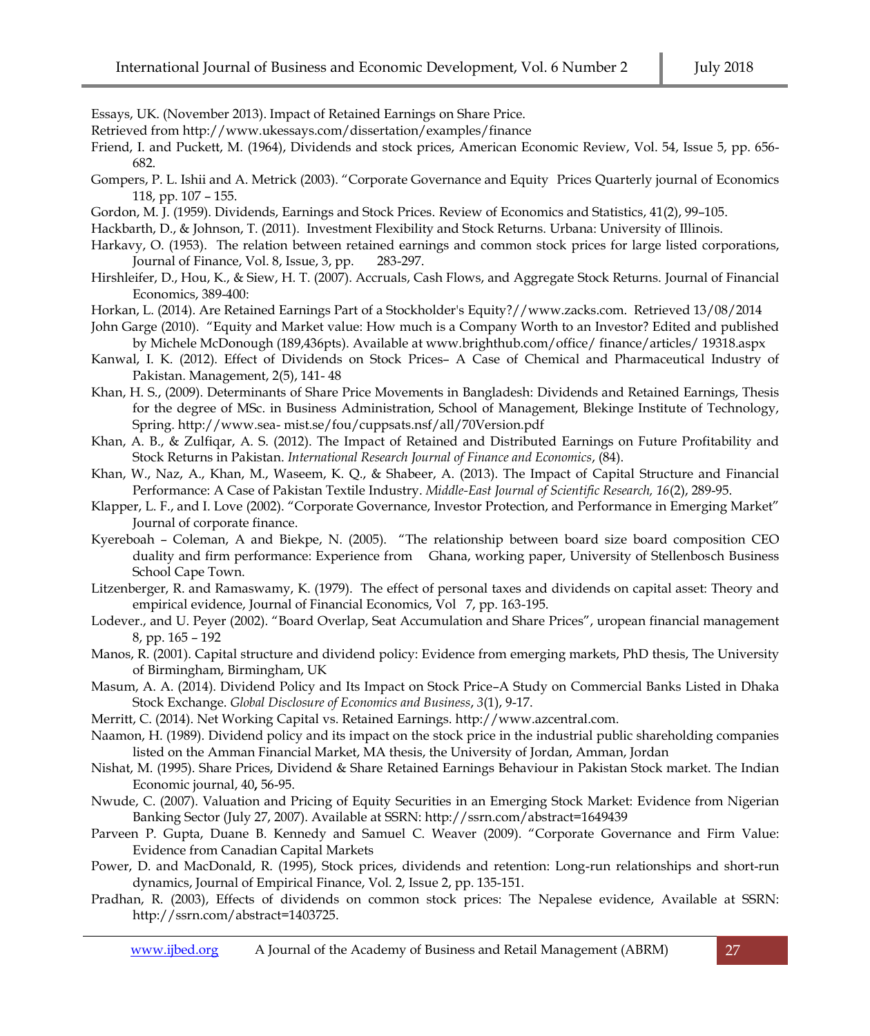Essays, UK. (November 2013). Impact of Retained Earnings on Share Price.
Retrieved from http://www.ukessays.com/dissertation/examples/finance

Friend, I. and Puckett, M. (1964), Dividends and stock prices, American Economic Review, Vol. 54, Issue 5, pp. 656-682.

Gompers, P. L. Ishii and A. Metrick (2003). "Corporate Governance and Equity Prices Quarterly journal of Economics 118, pp. 107 – 155.

Gordon, M. J. (1959). Dividends, Earnings and Stock Prices. Review of Economics and Statistics, 41(2), 99–105.

Hackbarth, D., & Johnson, T. (2011). Investment Flexibility and Stock Returns. Urbana: University of Illinois.

Harkavy, O. (1953). The relation between retained earnings and common stock prices for large listed corporations, Journal of Finance, Vol. 8, Issue, 3, pp. 283-297.

Hirshleifer, D., Hou, K., & Siew, H. T. (2007). Accruals, Cash Flows, and Aggregate Stock Returns. Journal of Financial Economics, 389-400:

Horkan, L. (2014). Are Retained Earnings Part of a Stockholder's Equity?//www.zacks.com. Retrieved 13/08/2014

John Garge (2010). "Equity and Market value: How much is a Company Worth to an Investor? Edited and published by Michele McDonough (189,436pts). Available at www.brighthub.com/office/ finance/articles/ 19318.aspx

Kanwal, I. K. (2012). Effect of Dividends on Stock Prices– A Case of Chemical and Pharmaceutical Industry of Pakistan. Management, 2(5), 141- 48

Khan, H. S., (2009). Determinants of Share Price Movements in Bangladesh: Dividends and Retained Earnings, Thesis for the degree of MSc. in Business Administration, School of Management, Blekinge Institute of Technology, Spring. http://www.sea- mist.se/fou/cuppsats.nsf/all/70Version.pdf

Khan, A. B., & Zulfiqar, A. S. (2012). The Impact of Retained and Distributed Earnings on Future Profitability and Stock Returns in Pakistan. *International Research Journal of Finance and Economics*, (84).

Khan, W., Naz, A., Khan, M., Waseem, K. Q., & Shabeer, A. (2013). The Impact of Capital Structure and Financial Performance: A Case of Pakistan Textile Industry. *Middle-East Journal of Scientific Research, 16*(2), 289-95.

Klapper, L. F., and I. Love (2002). "Corporate Governance, Investor Protection, and Performance in Emerging Market" Journal of corporate finance.

Kyereboah – Coleman, A and Biekpe, N. (2005). "The relationship between board size board composition CEO duality and firm performance: Experience from Ghana, working paper, University of Stellenbosch Business School Cape Town.

Litzenberger, R. and Ramaswamy, K. (1979). The effect of personal taxes and dividends on capital asset: Theory and empirical evidence, Journal of Financial Economics, Vol 7, pp. 163-195.

Lodever., and U. Peyer (2002). "Board Overlap, Seat Accumulation and Share Prices", uropean financial management 8, pp. 165 – 192

Manos, R. (2001). Capital structure and dividend policy: Evidence from emerging markets, PhD thesis, The University of Birmingham, Birmingham, UK

Masum, A. A. (2014). Dividend Policy and Its Impact on Stock Price–A Study on Commercial Banks Listed in Dhaka Stock Exchange. *Global Disclosure of Economics and Business*, *3*(1), 9-17.

Merritt, C. (2014). Net Working Capital vs. Retained Earnings. http://www.azcentral.com.

Naamon, H. (1989). Dividend policy and its impact on the stock price in the industrial public shareholding companies listed on the Amman Financial Market, MA thesis, the University of Jordan, Amman, Jordan

Nishat, M. (1995). Share Prices, Dividend & Share Retained Earnings Behaviour in Pakistan Stock market. The Indian Economic journal, 40**,** 56-95.

Nwude, C. (2007). Valuation and Pricing of Equity Securities in an Emerging Stock Market: Evidence from Nigerian Banking Sector (July 27, 2007). Available at SSRN: http://ssrn.com/abstract=1649439

Parveen P. Gupta, Duane B. Kennedy and Samuel C. Weaver (2009). "Corporate Governance and Firm Value: Evidence from Canadian Capital Markets

Power, D. and MacDonald, R. (1995), Stock prices, dividends and retention: Long-run relationships and short-run dynamics, Journal of Empirical Finance, Vol. 2, Issue 2, pp. 135-151.

Pradhan, R. (2003), Effects of dividends on common stock prices: The Nepalese evidence, Available at SSRN: http://ssrn.com/abstract=1403725.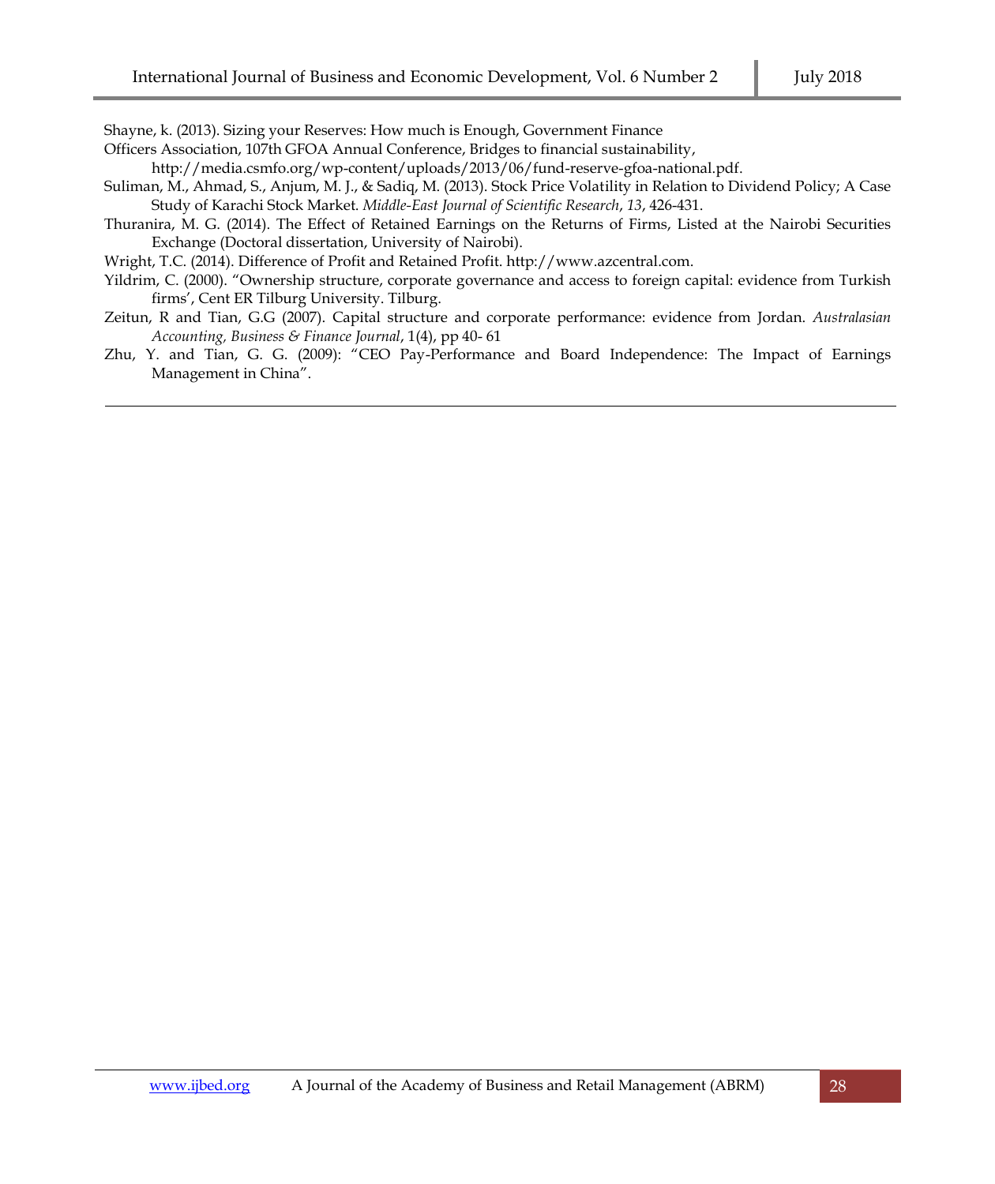Shayne, k. (2013). Sizing your Reserves: How much is Enough, Government Finance
Officers Association, 107th GFOA Annual Conference, Bridges to financial sustainability, http://media.csmfo.org/wp-content/uploads/2013/06/fund-reserve-gfoa-national.pdf.

Suliman, M., Ahmad, S., Anjum, M. J., & Sadiq, M. (2013). Stock Price Volatility in Relation to Dividend Policy; A Case Study of Karachi Stock Market. *Middle-East Journal of Scientific Research*, *13*, 426-431.

Thuranira, M. G. (2014). The Effect of Retained Earnings on the Returns of Firms, Listed at the Nairobi Securities Exchange (Doctoral dissertation, University of Nairobi).

Wright, T.C. (2014). Difference of Profit and Retained Profit. http://www.azcentral.com.

Yildrim, C. (2000). "Ownership structure, corporate governance and access to foreign capital: evidence from Turkish firms', Cent ER Tilburg University. Tilburg.

Zeitun, R and Tian, G.G (2007). Capital structure and corporate performance: evidence from Jordan. *Australasian Accounting, Business & Finance Journal*, 1(4), pp 40- 61

Zhu, Y. and Tian, G. G. (2009): "CEO Pay-Performance and Board Independence: The Impact of Earnings Management in China".